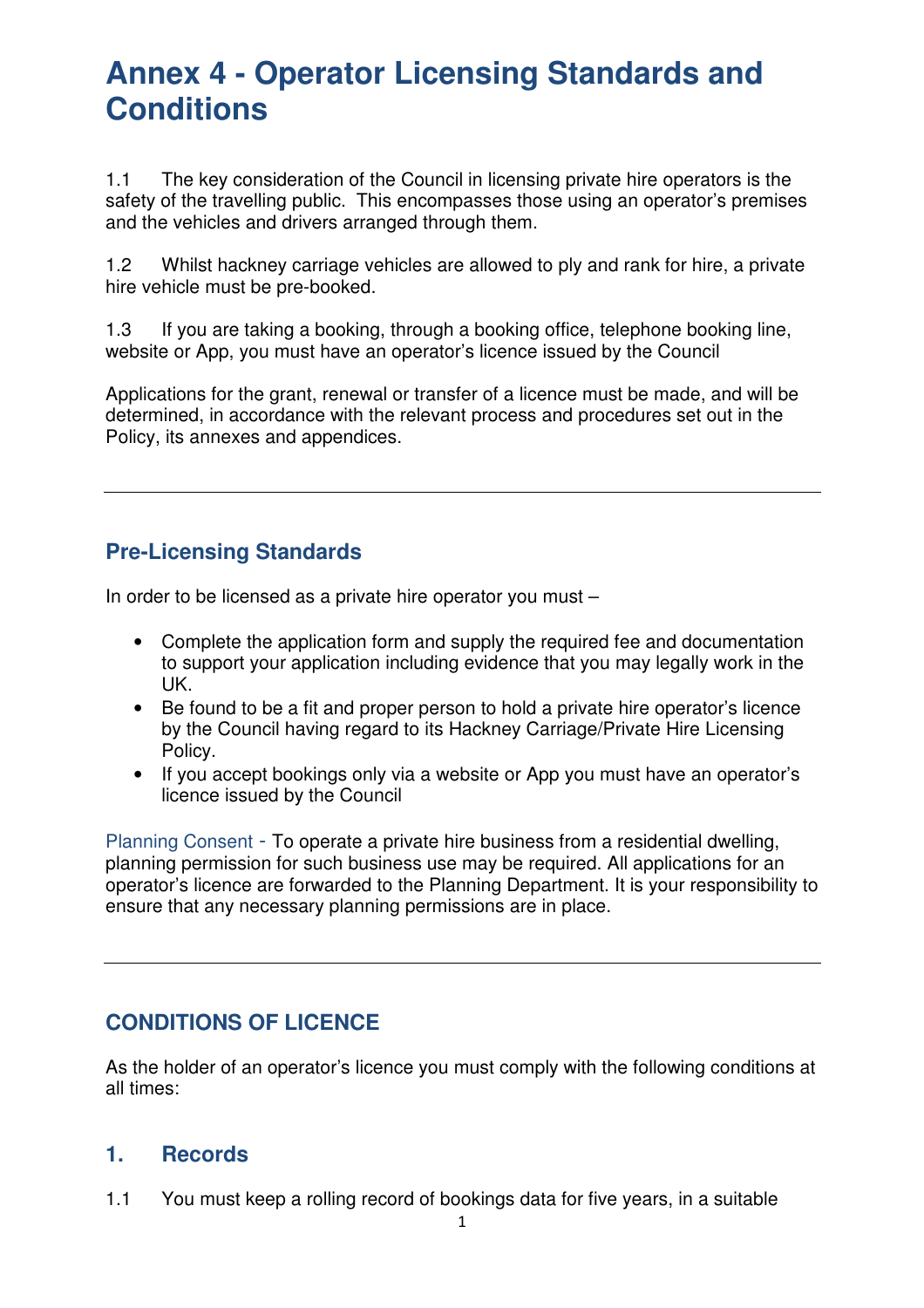# Annex 4 - Operator Licensing Standards and Conditions

1.1 The key consideration of the Council in licensing private hire operators is the safety of the travelling public. This encompasses those using an operator's premises and the vehicles and drivers arranged through them.

1.2 Whilst hackney carriage vehicles are allowed to ply and rank for hire, a private hire vehicle must be pre-booked.

1.3 If you are taking a booking, through a booking office, telephone booking line, website or App, you must have an operator's licence issued by the Council

Applications for the grant, renewal or transfer of a licence must be made, and will be determined, in accordance with the relevant process and procedures set out in the Policy, its annexes and appendices.

---

## Pre-Licensing Standards

In order to be licensed as a private hire operator you must –

- Complete the application form and supply the required fee and documentation to support your application including evidence that you may legally work in the UK.
- Be found to be a fit and proper person to hold a private hire operator's licence by the Council having regard to its Hackney Carriage/Private Hire Licensing Policy.
- If you accept bookings only via a website or App you must have an operator's licence issued by the Council

Planning Consent - To operate a private hire business from a residential dwelling, planning permission for such business use may be required. All applications for an operator's licence are forwarded to the Planning Department. It is your responsibility to ensure that any necessary planning permissions are in place.

---

## CONDITIONS OF LICENCE

As the holder of an operator's licence you must comply with the following conditions at all times:

### 1. Records

1.1 You must keep a rolling record of bookings data for five years, in a suitable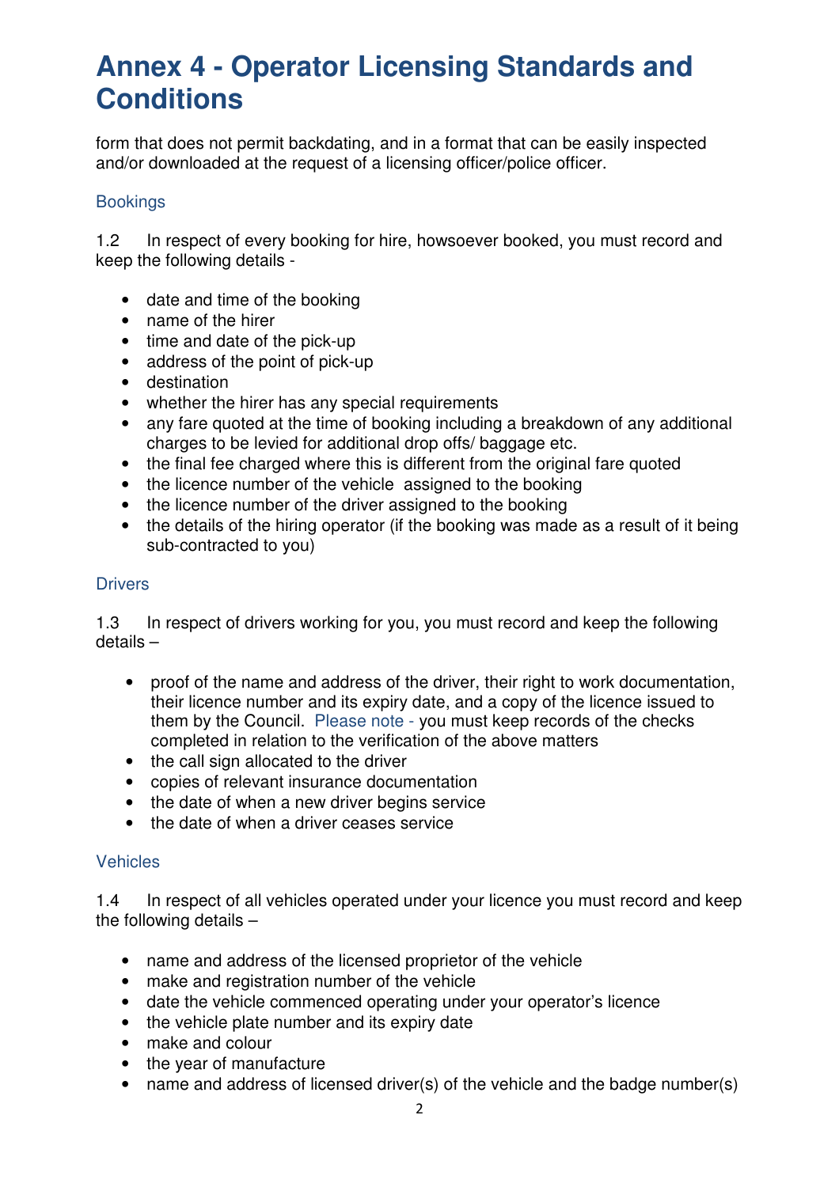# Annex 4 - Operator Licensing Standards and Conditions

form that does not permit backdating, and in a format that can be easily inspected and/or downloaded at the request of a licensing officer/police officer.

### Bookings

1.2 In respect of every booking for hire, howsoever booked, you must record and keep the following details -

- date and time of the booking
- name of the hirer
- time and date of the pick-up
- address of the point of pick-up
- destination
- whether the hirer has any special requirements
- any fare quoted at the time of booking including a breakdown of any additional charges to be levied for additional drop offs/ baggage etc.
- the final fee charged where this is different from the original fare quoted
- the licence number of the vehicle assigned to the booking
- the licence number of the driver assigned to the booking
- the details of the hiring operator (if the booking was made as a result of it being sub-contracted to you)

### Drivers

1.3 In respect of drivers working for you, you must record and keep the following details –

- proof of the name and address of the driver, their right to work documentation, their licence number and its expiry date, and a copy of the licence issued to them by the Council. Please note - you must keep records of the checks completed in relation to the verification of the above matters
- the call sign allocated to the driver
- copies of relevant insurance documentation
- the date of when a new driver begins service
- the date of when a driver ceases service

### Vehicles

1.4 In respect of all vehicles operated under your licence you must record and keep the following details –

- name and address of the licensed proprietor of the vehicle
- make and registration number of the vehicle
- date the vehicle commenced operating under your operator's licence
- the vehicle plate number and its expiry date
- make and colour
- the year of manufacture
- name and address of licensed driver(s) of the vehicle and the badge number(s)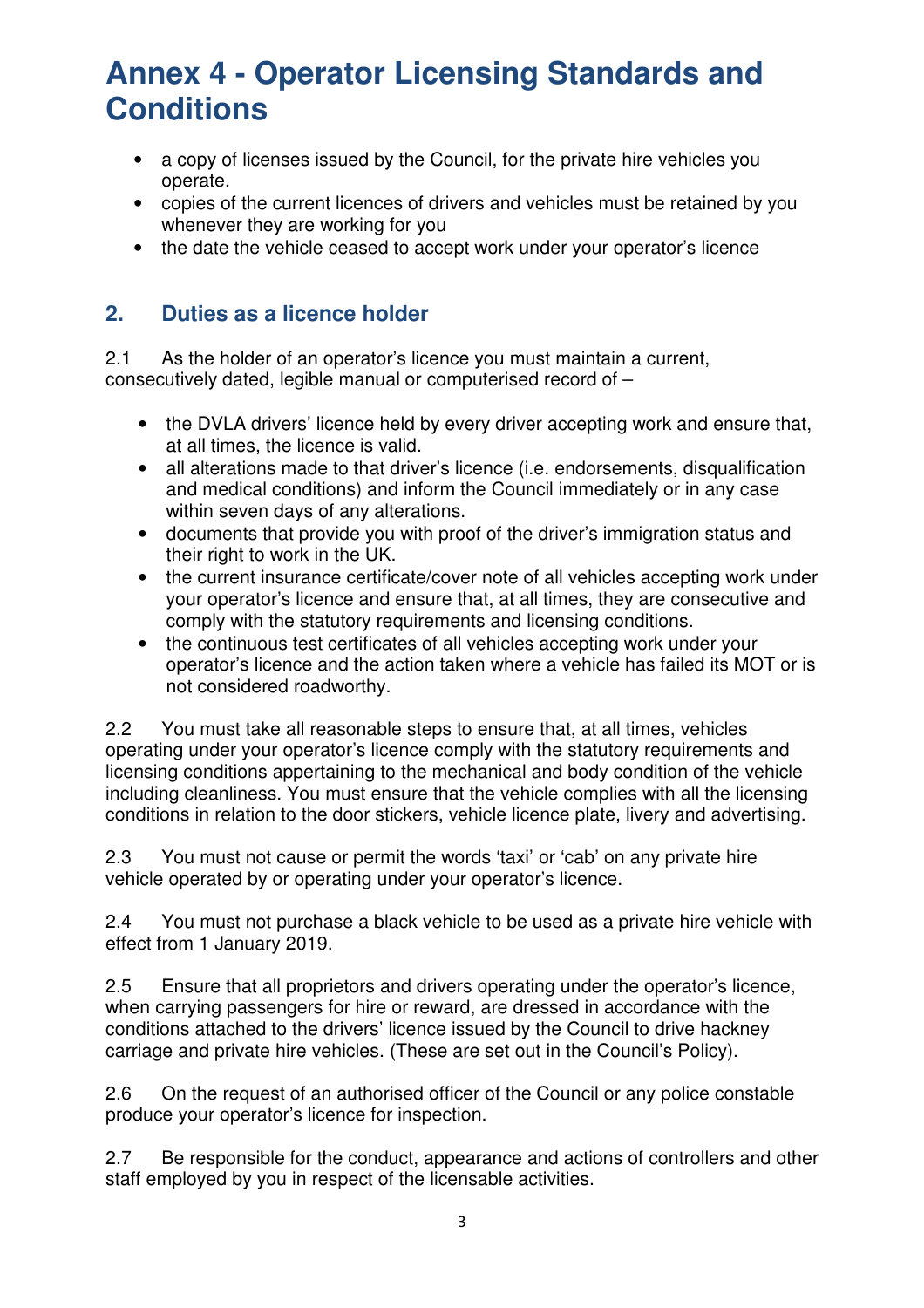# Annex 4 - Operator Licensing Standards and Conditions

- a copy of licenses issued by the Council, for the private hire vehicles you operate.
- copies of the current licences of drivers and vehicles must be retained by you whenever they are working for you
- the date the vehicle ceased to accept work under your operator's licence

## 2. Duties as a licence holder

2.1 As the holder of an operator's licence you must maintain a current, consecutively dated, legible manual or computerised record of –

- the DVLA drivers' licence held by every driver accepting work and ensure that, at all times, the licence is valid.
- all alterations made to that driver's licence (i.e. endorsements, disqualification and medical conditions) and inform the Council immediately or in any case within seven days of any alterations.
- documents that provide you with proof of the driver's immigration status and their right to work in the UK.
- the current insurance certificate/cover note of all vehicles accepting work under your operator's licence and ensure that, at all times, they are consecutive and comply with the statutory requirements and licensing conditions.
- the continuous test certificates of all vehicles accepting work under your operator's licence and the action taken where a vehicle has failed its MOT or is not considered roadworthy.

2.2 You must take all reasonable steps to ensure that, at all times, vehicles operating under your operator's licence comply with the statutory requirements and licensing conditions appertaining to the mechanical and body condition of the vehicle including cleanliness. You must ensure that the vehicle complies with all the licensing conditions in relation to the door stickers, vehicle licence plate, livery and advertising.

2.3 You must not cause or permit the words 'taxi' or 'cab' on any private hire vehicle operated by or operating under your operator's licence.

2.4 You must not purchase a black vehicle to be used as a private hire vehicle with effect from 1 January 2019.

2.5 Ensure that all proprietors and drivers operating under the operator's licence, when carrying passengers for hire or reward, are dressed in accordance with the conditions attached to the drivers' licence issued by the Council to drive hackney carriage and private hire vehicles. (These are set out in the Council's Policy).

2.6 On the request of an authorised officer of the Council or any police constable produce your operator's licence for inspection.

2.7 Be responsible for the conduct, appearance and actions of controllers and other staff employed by you in respect of the licensable activities.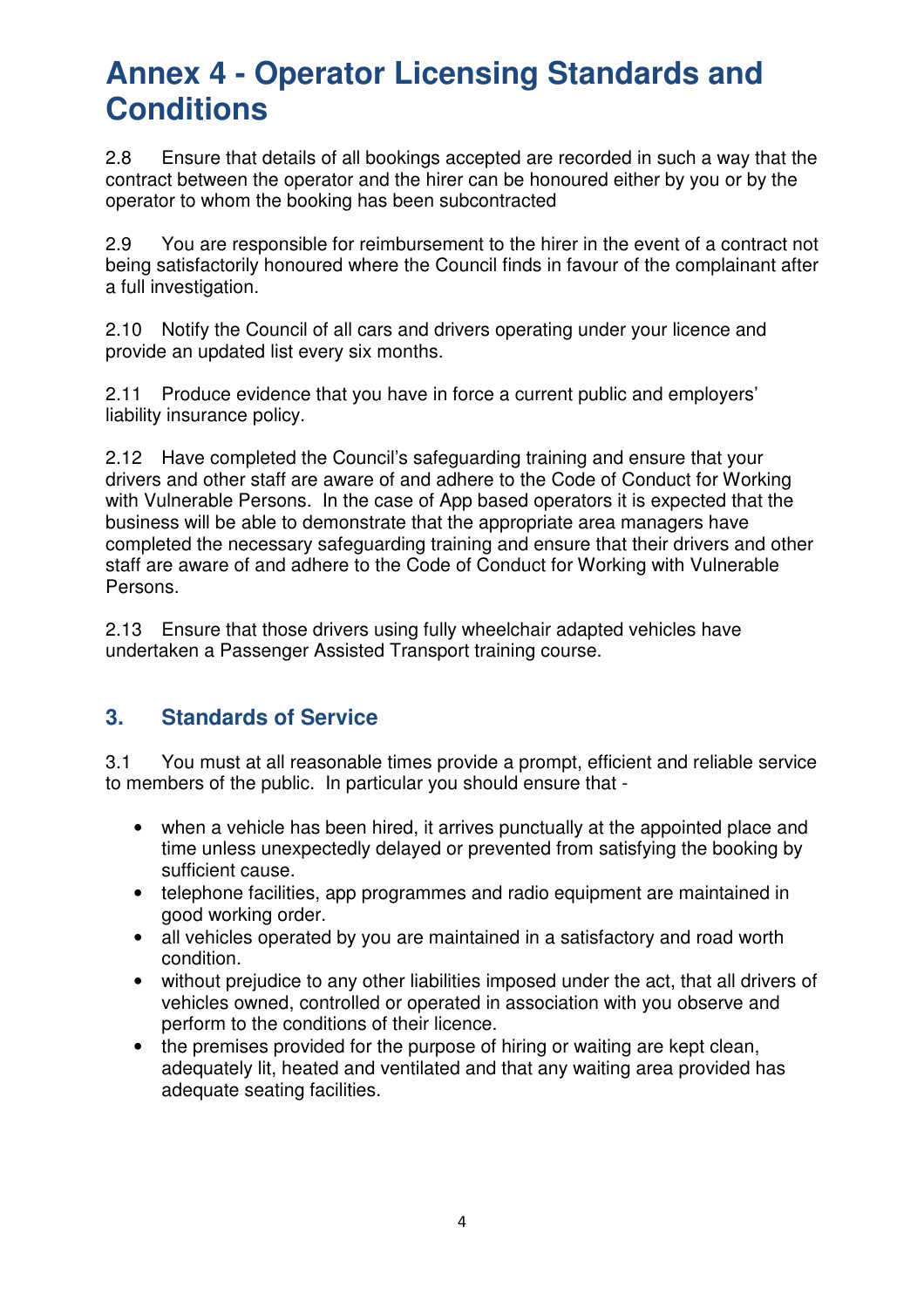# Annex 4 - Operator Licensing Standards and Conditions

2.8 Ensure that details of all bookings accepted are recorded in such a way that the contract between the operator and the hirer can be honoured either by you or by the operator to whom the booking has been subcontracted

2.9 You are responsible for reimbursement to the hirer in the event of a contract not being satisfactorily honoured where the Council finds in favour of the complainant after a full investigation.

2.10 Notify the Council of all cars and drivers operating under your licence and provide an updated list every six months.

2.11 Produce evidence that you have in force a current public and employers' liability insurance policy.

2.12 Have completed the Council's safeguarding training and ensure that your drivers and other staff are aware of and adhere to the Code of Conduct for Working with Vulnerable Persons. In the case of App based operators it is expected that the business will be able to demonstrate that the appropriate area managers have completed the necessary safeguarding training and ensure that their drivers and other staff are aware of and adhere to the Code of Conduct for Working with Vulnerable Persons.

2.13 Ensure that those drivers using fully wheelchair adapted vehicles have undertaken a Passenger Assisted Transport training course.

## 3. Standards of Service

3.1 You must at all reasonable times provide a prompt, efficient and reliable service to members of the public. In particular you should ensure that -

- when a vehicle has been hired, it arrives punctually at the appointed place and time unless unexpectedly delayed or prevented from satisfying the booking by sufficient cause.
- telephone facilities, app programmes and radio equipment are maintained in good working order.
- all vehicles operated by you are maintained in a satisfactory and road worth condition.
- without prejudice to any other liabilities imposed under the act, that all drivers of vehicles owned, controlled or operated in association with you observe and perform to the conditions of their licence.
- the premises provided for the purpose of hiring or waiting are kept clean, adequately lit, heated and ventilated and that any waiting area provided has adequate seating facilities.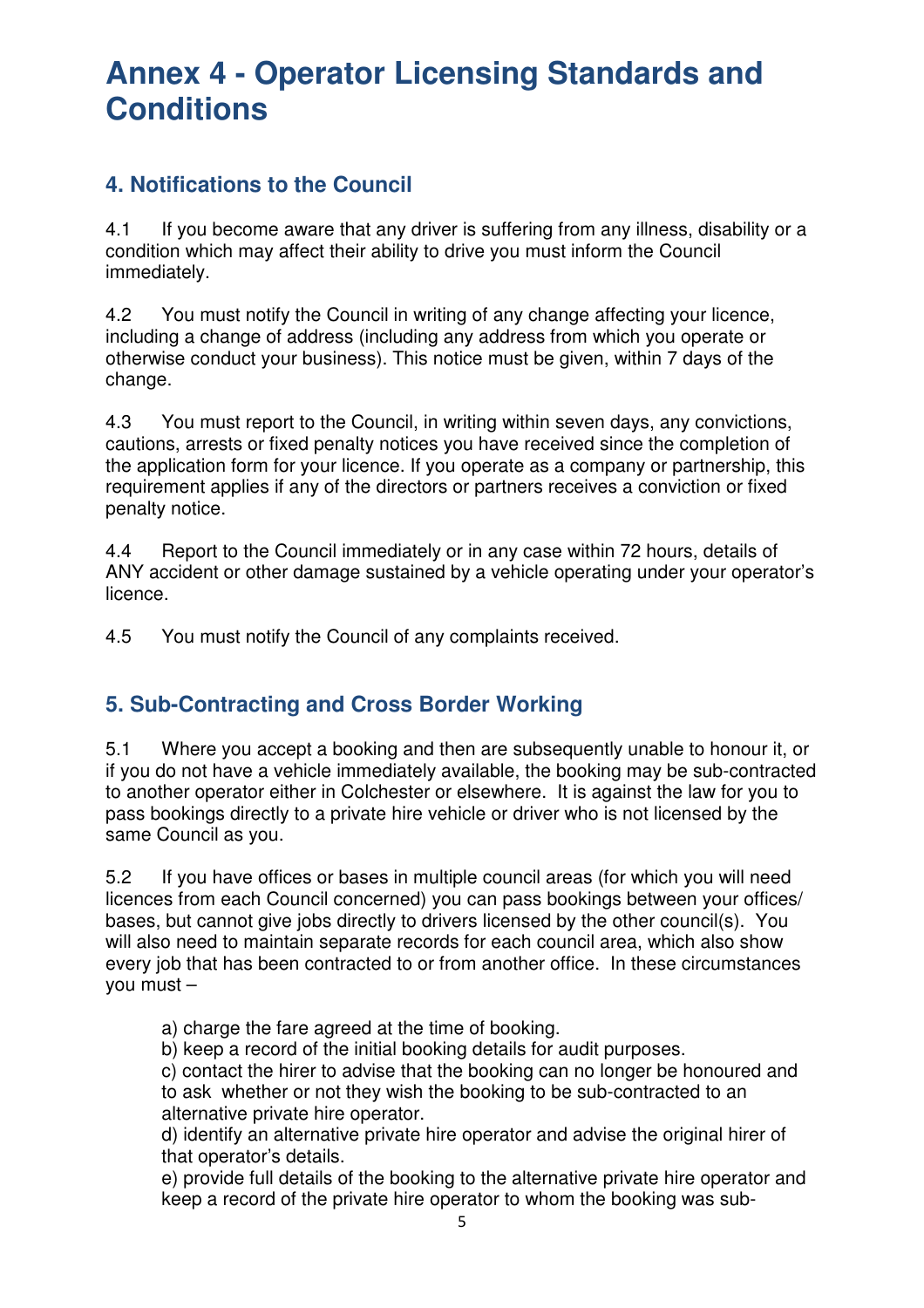# Annex 4 - Operator Licensing Standards and Conditions

## 4. Notifications to the Council

4.1 If you become aware that any driver is suffering from any illness, disability or a condition which may affect their ability to drive you must inform the Council immediately.

4.2 You must notify the Council in writing of any change affecting your licence, including a change of address (including any address from which you operate or otherwise conduct your business). This notice must be given, within 7 days of the change.

4.3 You must report to the Council, in writing within seven days, any convictions, cautions, arrests or fixed penalty notices you have received since the completion of the application form for your licence. If you operate as a company or partnership, this requirement applies if any of the directors or partners receives a conviction or fixed penalty notice.

4.4 Report to the Council immediately or in any case within 72 hours, details of ANY accident or other damage sustained by a vehicle operating under your operator's licence.

4.5 You must notify the Council of any complaints received.

## 5. Sub-Contracting and Cross Border Working

5.1 Where you accept a booking and then are subsequently unable to honour it, or if you do not have a vehicle immediately available, the booking may be sub-contracted to another operator either in Colchester or elsewhere. It is against the law for you to pass bookings directly to a private hire vehicle or driver who is not licensed by the same Council as you.

5.2 If you have offices or bases in multiple council areas (for which you will need licences from each Council concerned) you can pass bookings between your offices/ bases, but cannot give jobs directly to drivers licensed by the other council(s). You will also need to maintain separate records for each council area, which also show every job that has been contracted to or from another office. In these circumstances you must –

a) charge the fare agreed at the time of booking.
b) keep a record of the initial booking details for audit purposes.
c) contact the hirer to advise that the booking can no longer be honoured and to ask whether or not they wish the booking to be sub-contracted to an alternative private hire operator.
d) identify an alternative private hire operator and advise the original hirer of that operator's details.
e) provide full details of the booking to the alternative private hire operator and keep a record of the private hire operator to whom the booking was sub-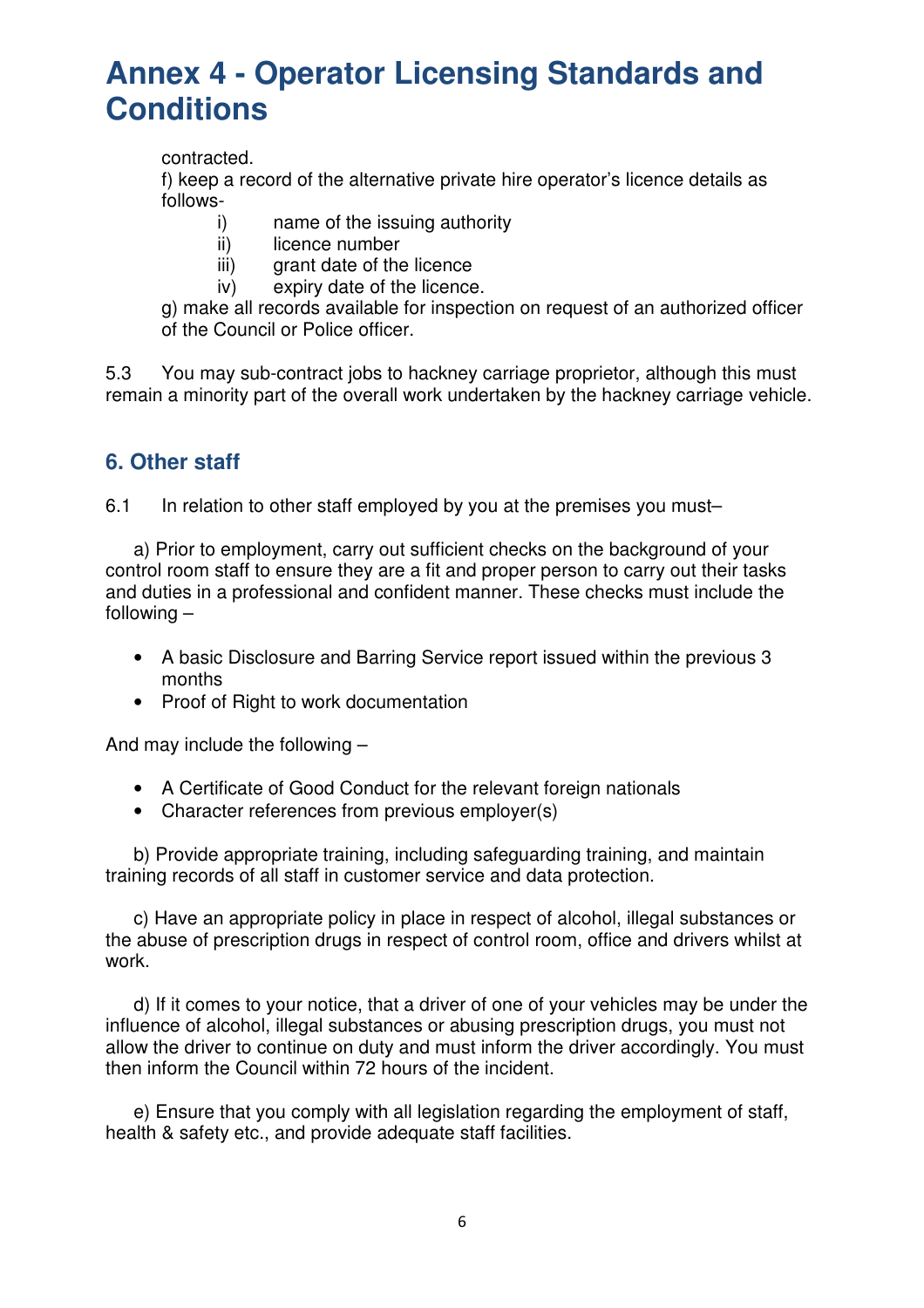# Annex 4 - Operator Licensing Standards and Conditions

contracted.

f) keep a record of the alternative private hire operator's licence details as follows-

- i) name of the issuing authority
- ii) licence number
- iii) grant date of the licence
- iv) expiry date of the licence.

g) make all records available for inspection on request of an authorized officer of the Council or Police officer.

5.3 You may sub-contract jobs to hackney carriage proprietor, although this must remain a minority part of the overall work undertaken by the hackney carriage vehicle.

## 6. Other staff

6.1 In relation to other staff employed by you at the premises you must–

a) Prior to employment, carry out sufficient checks on the background of your control room staff to ensure they are a fit and proper person to carry out their tasks and duties in a professional and confident manner. These checks must include the following –

- A basic Disclosure and Barring Service report issued within the previous 3 months
- Proof of Right to work documentation

And may include the following –

- A Certificate of Good Conduct for the relevant foreign nationals
- Character references from previous employer(s)

b) Provide appropriate training, including safeguarding training, and maintain training records of all staff in customer service and data protection.

c) Have an appropriate policy in place in respect of alcohol, illegal substances or the abuse of prescription drugs in respect of control room, office and drivers whilst at work.

d) If it comes to your notice, that a driver of one of your vehicles may be under the influence of alcohol, illegal substances or abusing prescription drugs, you must not allow the driver to continue on duty and must inform the driver accordingly. You must then inform the Council within 72 hours of the incident.

e) Ensure that you comply with all legislation regarding the employment of staff, health & safety etc., and provide adequate staff facilities.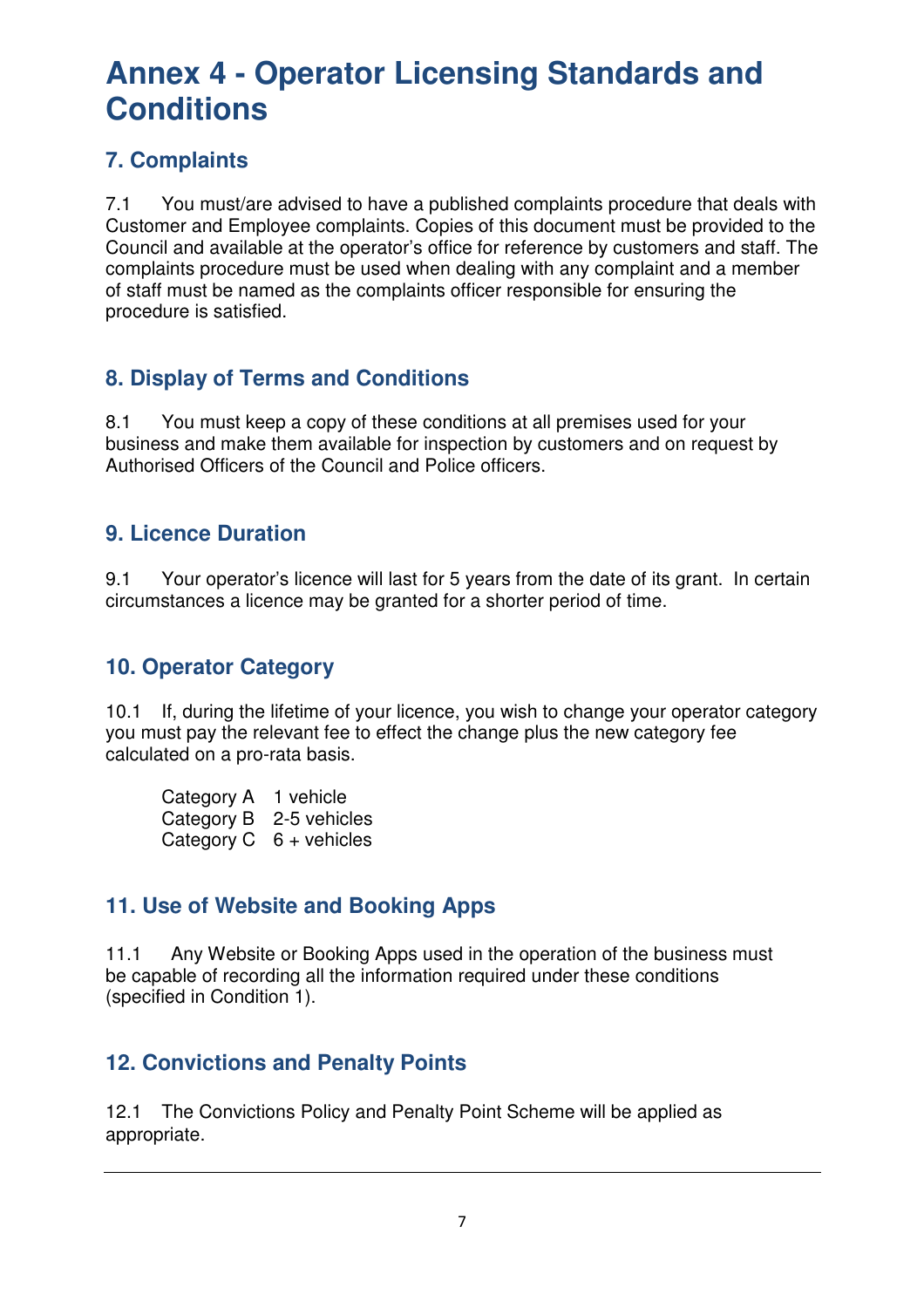# Annex 4 - Operator Licensing Standards and Conditions

## 7. Complaints

7.1 You must/are advised to have a published complaints procedure that deals with Customer and Employee complaints. Copies of this document must be provided to the Council and available at the operator's office for reference by customers and staff. The complaints procedure must be used when dealing with any complaint and a member of staff must be named as the complaints officer responsible for ensuring the procedure is satisfied.

## 8. Display of Terms and Conditions

8.1 You must keep a copy of these conditions at all premises used for your business and make them available for inspection by customers and on request by Authorised Officers of the Council and Police officers.

## 9. Licence Duration

9.1 Your operator's licence will last for 5 years from the date of its grant. In certain circumstances a licence may be granted for a shorter period of time.

## 10. Operator Category

10.1 If, during the lifetime of your licence, you wish to change your operator category you must pay the relevant fee to effect the change plus the new category fee calculated on a pro-rata basis.

Category A 1 vehicle
Category B 2-5 vehicles
Category C 6 + vehicles

## 11. Use of Website and Booking Apps

11.1 Any Website or Booking Apps used in the operation of the business must be capable of recording all the information required under these conditions (specified in Condition 1).

## 12. Convictions and Penalty Points

12.1 The Convictions Policy and Penalty Point Scheme will be applied as appropriate.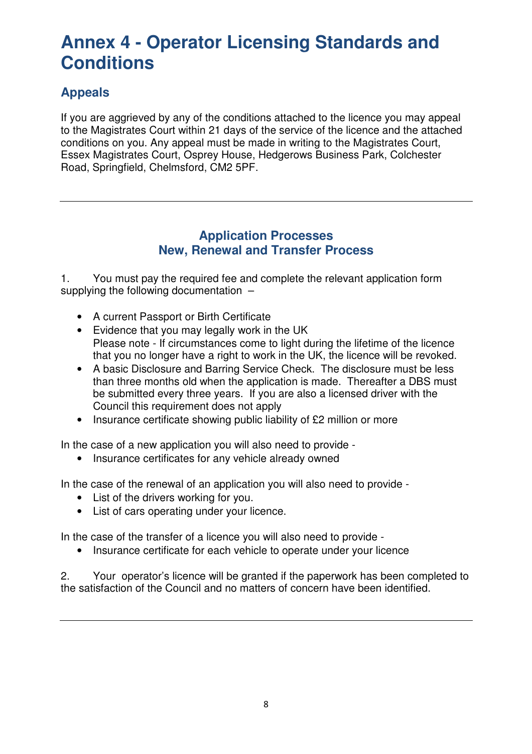# Annex 4 - Operator Licensing Standards and Conditions

## Appeals

If you are aggrieved by any of the conditions attached to the licence you may appeal to the Magistrates Court within 21 days of the service of the licence and the attached conditions on you. Any appeal must be made in writing to the Magistrates Court, Essex Magistrates Court, Osprey House, Hedgerows Business Park, Colchester Road, Springfield, Chelmsford, CM2 5PF.

---

### Application Processes
### New, Renewal and Transfer Process

1. You must pay the required fee and complete the relevant application form supplying the following documentation –

- A current Passport or Birth Certificate
- Evidence that you may legally work in the UK
  Please note - If circumstances come to light during the lifetime of the licence that you no longer have a right to work in the UK, the licence will be revoked.
- A basic Disclosure and Barring Service Check. The disclosure must be less than three months old when the application is made. Thereafter a DBS must be submitted every three years. If you are also a licensed driver with the Council this requirement does not apply
- Insurance certificate showing public liability of £2 million or more

In the case of a new application you will also need to provide -

- Insurance certificates for any vehicle already owned

In the case of the renewal of an application you will also need to provide -

- List of the drivers working for you.
- List of cars operating under your licence.

In the case of the transfer of a licence you will also need to provide -

- Insurance certificate for each vehicle to operate under your licence

2. Your operator's licence will be granted if the paperwork has been completed to the satisfaction of the Council and no matters of concern have been identified.

---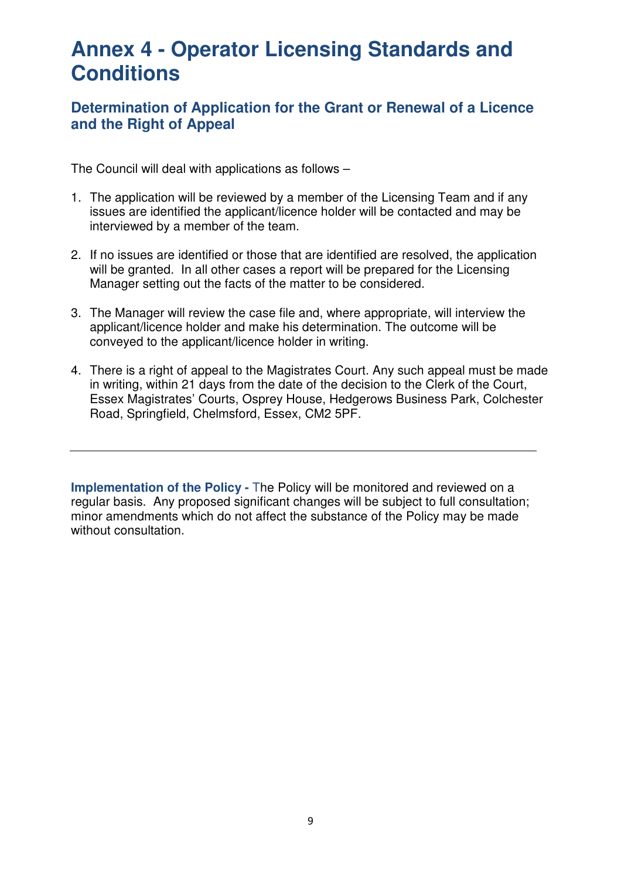# Annex 4 - Operator Licensing Standards and Conditions

## Determination of Application for the Grant or Renewal of a Licence and the Right of Appeal

The Council will deal with applications as follows –

1. The application will be reviewed by a member of the Licensing Team and if any issues are identified the applicant/licence holder will be contacted and may be interviewed by a member of the team.

2. If no issues are identified or those that are identified are resolved, the application will be granted. In all other cases a report will be prepared for the Licensing Manager setting out the facts of the matter to be considered.

3. The Manager will review the case file and, where appropriate, will interview the applicant/licence holder and make his determination. The outcome will be conveyed to the applicant/licence holder in writing.

4. There is a right of appeal to the Magistrates Court. Any such appeal must be made in writing, within 21 days from the date of the decision to the Clerk of the Court, Essex Magistrates' Courts, Osprey House, Hedgerows Business Park, Colchester Road, Springfield, Chelmsford, Essex, CM2 5PF.

---

**Implementation of the Policy -** The Policy will be monitored and reviewed on a regular basis. Any proposed significant changes will be subject to full consultation; minor amendments which do not affect the substance of the Policy may be made without consultation.